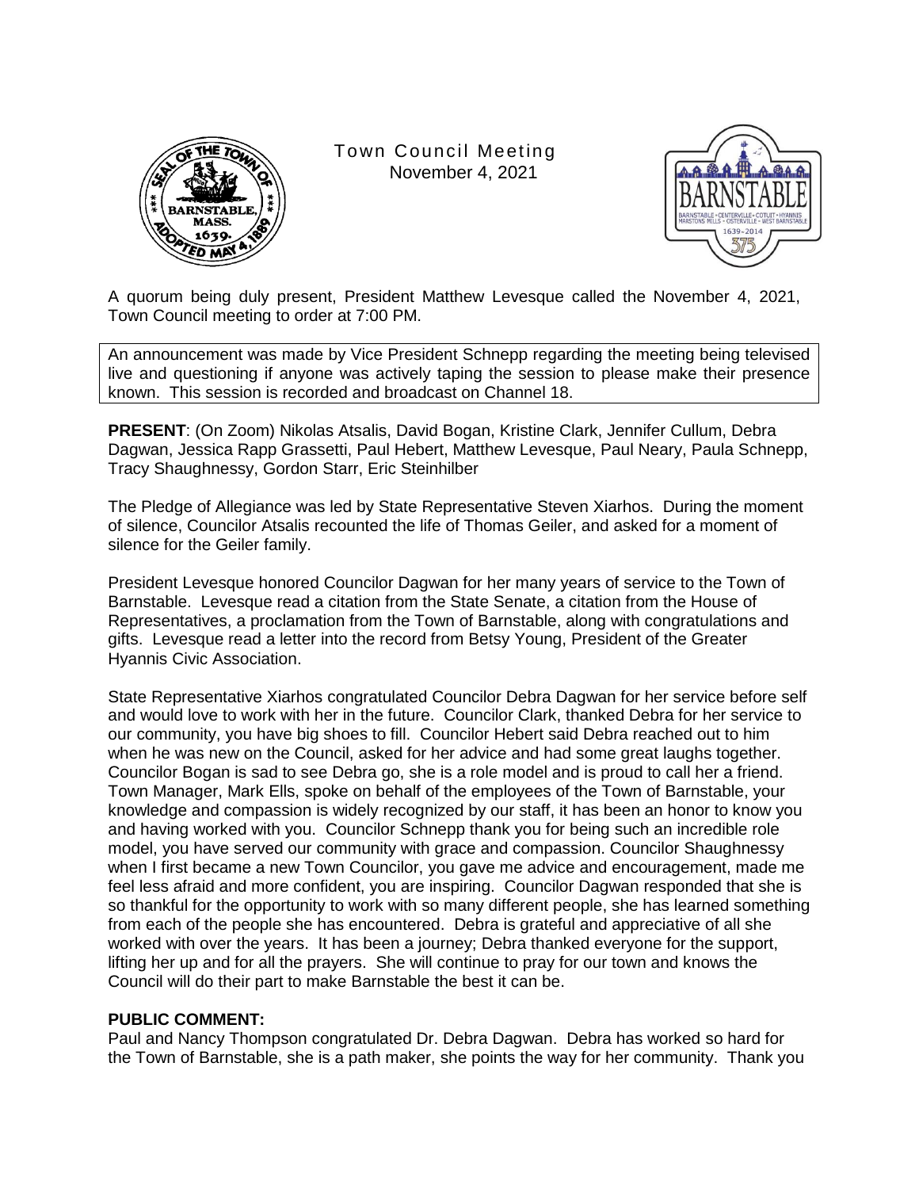# Town Council Meeting
November 4, 2021

A quorum being duly present, President Matthew Levesque called the November 4, 2021, Town Council meeting to order at 7:00 PM.

An announcement was made by Vice President Schnepp regarding the meeting being televised live and questioning if anyone was actively taping the session to please make their presence known. This session is recorded and broadcast on Channel 18.

**PRESENT**: (On Zoom) Nikolas Atsalis, David Bogan, Kristine Clark, Jennifer Cullum, Debra Dagwan, Jessica Rapp Grassetti, Paul Hebert, Matthew Levesque, Paul Neary, Paula Schnepp, Tracy Shaughnessy, Gordon Starr, Eric Steinhilber

The Pledge of Allegiance was led by State Representative Steven Xiarhos. During the moment of silence, Councilor Atsalis recounted the life of Thomas Geiler, and asked for a moment of silence for the Geiler family.

President Levesque honored Councilor Dagwan for her many years of service to the Town of Barnstable. Levesque read a citation from the State Senate, a citation from the House of Representatives, a proclamation from the Town of Barnstable, along with congratulations and gifts. Levesque read a letter into the record from Betsy Young, President of the Greater Hyannis Civic Association.

State Representative Xiarhos congratulated Councilor Debra Dagwan for her service before self and would love to work with her in the future. Councilor Clark, thanked Debra for her service to our community, you have big shoes to fill. Councilor Hebert said Debra reached out to him when he was new on the Council, asked for her advice and had some great laughs together. Councilor Bogan is sad to see Debra go, she is a role model and is proud to call her a friend. Town Manager, Mark Ells, spoke on behalf of the employees of the Town of Barnstable, your knowledge and compassion is widely recognized by our staff, it has been an honor to know you and having worked with you. Councilor Schnepp thank you for being such an incredible role model, you have served our community with grace and compassion. Councilor Shaughnessy when I first became a new Town Councilor, you gave me advice and encouragement, made me feel less afraid and more confident, you are inspiring. Councilor Dagwan responded that she is so thankful for the opportunity to work with so many different people, she has learned something from each of the people she has encountered. Debra is grateful and appreciative of all she worked with over the years. It has been a journey; Debra thanked everyone for the support, lifting her up and for all the prayers. She will continue to pray for our town and knows the Council will do their part to make Barnstable the best it can be.

**PUBLIC COMMENT:**

Paul and Nancy Thompson congratulated Dr. Debra Dagwan. Debra has worked so hard for the Town of Barnstable, she is a path maker, she points the way for her community. Thank you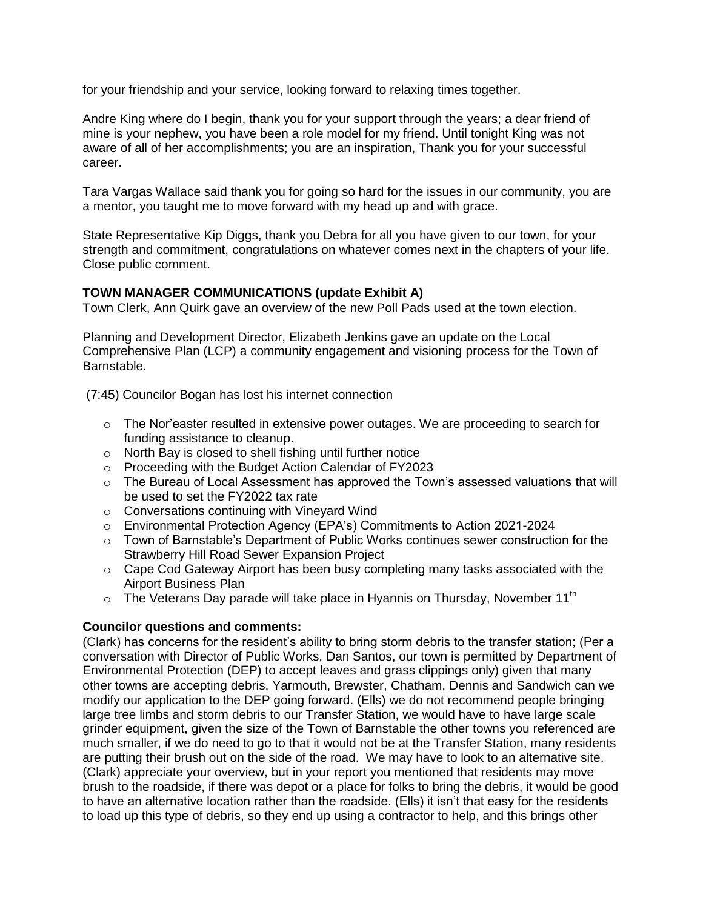for your friendship and your service, looking forward to relaxing times together.

Andre King where do I begin, thank you for your support through the years; a dear friend of mine is your nephew, you have been a role model for my friend. Until tonight King was not aware of all of her accomplishments; you are an inspiration, Thank you for your successful career.

Tara Vargas Wallace said thank you for going so hard for the issues in our community, you are a mentor, you taught me to move forward with my head up and with grace.

State Representative Kip Diggs, thank you Debra for all you have given to our town, for your strength and commitment, congratulations on whatever comes next in the chapters of your life. Close public comment.

**TOWN MANAGER COMMUNICATIONS (update Exhibit A)**

Town Clerk, Ann Quirk gave an overview of the new Poll Pads used at the town election.

Planning and Development Director, Elizabeth Jenkins gave an update on the Local Comprehensive Plan (LCP) a community engagement and visioning process for the Town of Barnstable.

(7:45) Councilor Bogan has lost his internet connection

- The Nor'easter resulted in extensive power outages. We are proceeding to search for funding assistance to cleanup.
- North Bay is closed to shell fishing until further notice
- Proceeding with the Budget Action Calendar of FY2023
- The Bureau of Local Assessment has approved the Town's assessed valuations that will be used to set the FY2022 tax rate
- Conversations continuing with Vineyard Wind
- Environmental Protection Agency (EPA's) Commitments to Action 2021-2024
- Town of Barnstable's Department of Public Works continues sewer construction for the Strawberry Hill Road Sewer Expansion Project
- Cape Cod Gateway Airport has been busy completing many tasks associated with the Airport Business Plan
- The Veterans Day parade will take place in Hyannis on Thursday, November 11th

**Councilor questions and comments:**

(Clark) has concerns for the resident's ability to bring storm debris to the transfer station; (Per a conversation with Director of Public Works, Dan Santos, our town is permitted by Department of Environmental Protection (DEP) to accept leaves and grass clippings only) given that many other towns are accepting debris, Yarmouth, Brewster, Chatham, Dennis and Sandwich can we modify our application to the DEP going forward. (Ells) we do not recommend people bringing large tree limbs and storm debris to our Transfer Station, we would have to have large scale grinder equipment, given the size of the Town of Barnstable the other towns you referenced are much smaller, if we do need to go to that it would not be at the Transfer Station, many residents are putting their brush out on the side of the road. We may have to look to an alternative site. (Clark) appreciate your overview, but in your report you mentioned that residents may move brush to the roadside, if there was depot or a place for folks to bring the debris, it would be good to have an alternative location rather than the roadside. (Ells) it isn't that easy for the residents to load up this type of debris, so they end up using a contractor to help, and this brings other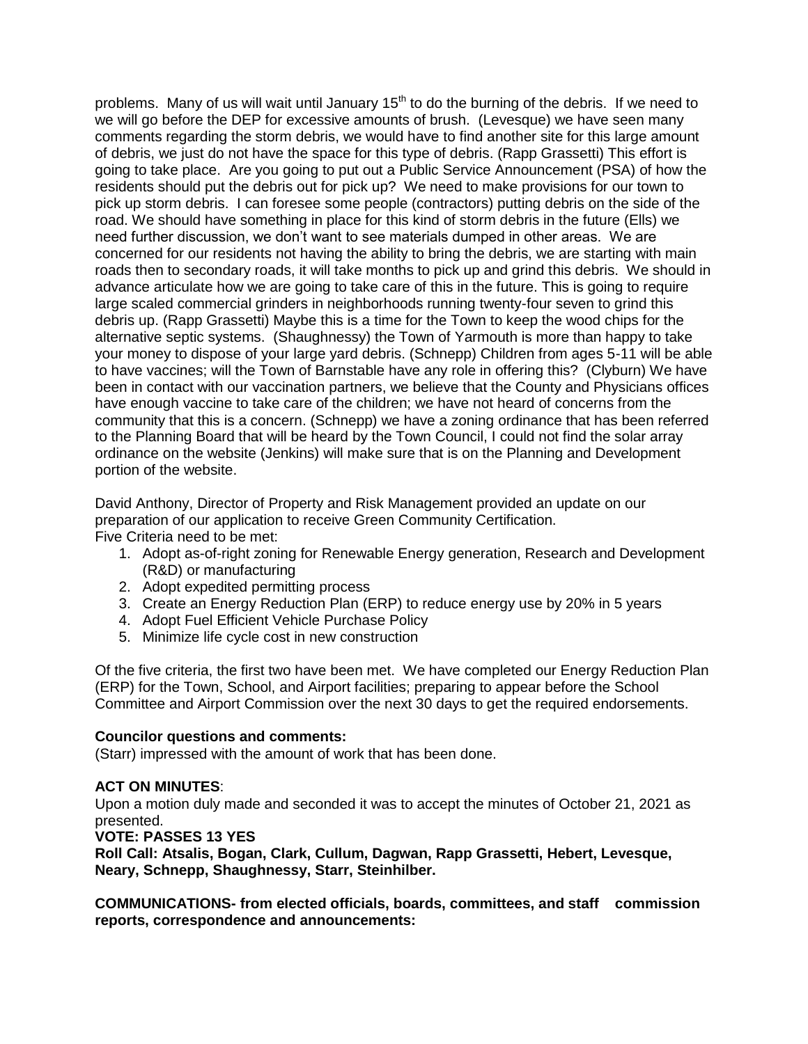problems. Many of us will wait until January 15th to do the burning of the debris. If we need to we will go before the DEP for excessive amounts of brush. (Levesque) we have seen many comments regarding the storm debris, we would have to find another site for this large amount of debris, we just do not have the space for this type of debris. (Rapp Grassetti) This effort is going to take place. Are you going to put out a Public Service Announcement (PSA) of how the residents should put the debris out for pick up? We need to make provisions for our town to pick up storm debris. I can foresee some people (contractors) putting debris on the side of the road. We should have something in place for this kind of storm debris in the future (Ells) we need further discussion, we don't want to see materials dumped in other areas. We are concerned for our residents not having the ability to bring the debris, we are starting with main roads then to secondary roads, it will take months to pick up and grind this debris. We should in advance articulate how we are going to take care of this in the future. This is going to require large scaled commercial grinders in neighborhoods running twenty-four seven to grind this debris up. (Rapp Grassetti) Maybe this is a time for the Town to keep the wood chips for the alternative septic systems. (Shaughnessy) the Town of Yarmouth is more than happy to take your money to dispose of your large yard debris. (Schnepp) Children from ages 5-11 will be able to have vaccines; will the Town of Barnstable have any role in offering this? (Clyburn) We have been in contact with our vaccination partners, we believe that the County and Physicians offices have enough vaccine to take care of the children; we have not heard of concerns from the community that this is a concern. (Schnepp) we have a zoning ordinance that has been referred to the Planning Board that will be heard by the Town Council, I could not find the solar array ordinance on the website (Jenkins) will make sure that is on the Planning and Development portion of the website.

David Anthony, Director of Property and Risk Management provided an update on our preparation of our application to receive Green Community Certification.
Five Criteria need to be met:

1. Adopt as-of-right zoning for Renewable Energy generation, Research and Development (R&D) or manufacturing
2. Adopt expedited permitting process
3. Create an Energy Reduction Plan (ERP) to reduce energy use by 20% in 5 years
4. Adopt Fuel Efficient Vehicle Purchase Policy
5. Minimize life cycle cost in new construction

Of the five criteria, the first two have been met. We have completed our Energy Reduction Plan (ERP) for the Town, School, and Airport facilities; preparing to appear before the School Committee and Airport Commission over the next 30 days to get the required endorsements.

**Councilor questions and comments:**
(Starr) impressed with the amount of work that has been done.

**ACT ON MINUTES**:
Upon a motion duly made and seconded it was to accept the minutes of October 21, 2021 as presented.
**VOTE: PASSES 13 YES**
**Roll Call: Atsalis, Bogan, Clark, Cullum, Dagwan, Rapp Grassetti, Hebert, Levesque, Neary, Schnepp, Shaughnessy, Starr, Steinhilber.**

**COMMUNICATIONS- from elected officials, boards, committees, and staff commission reports, correspondence and announcements:**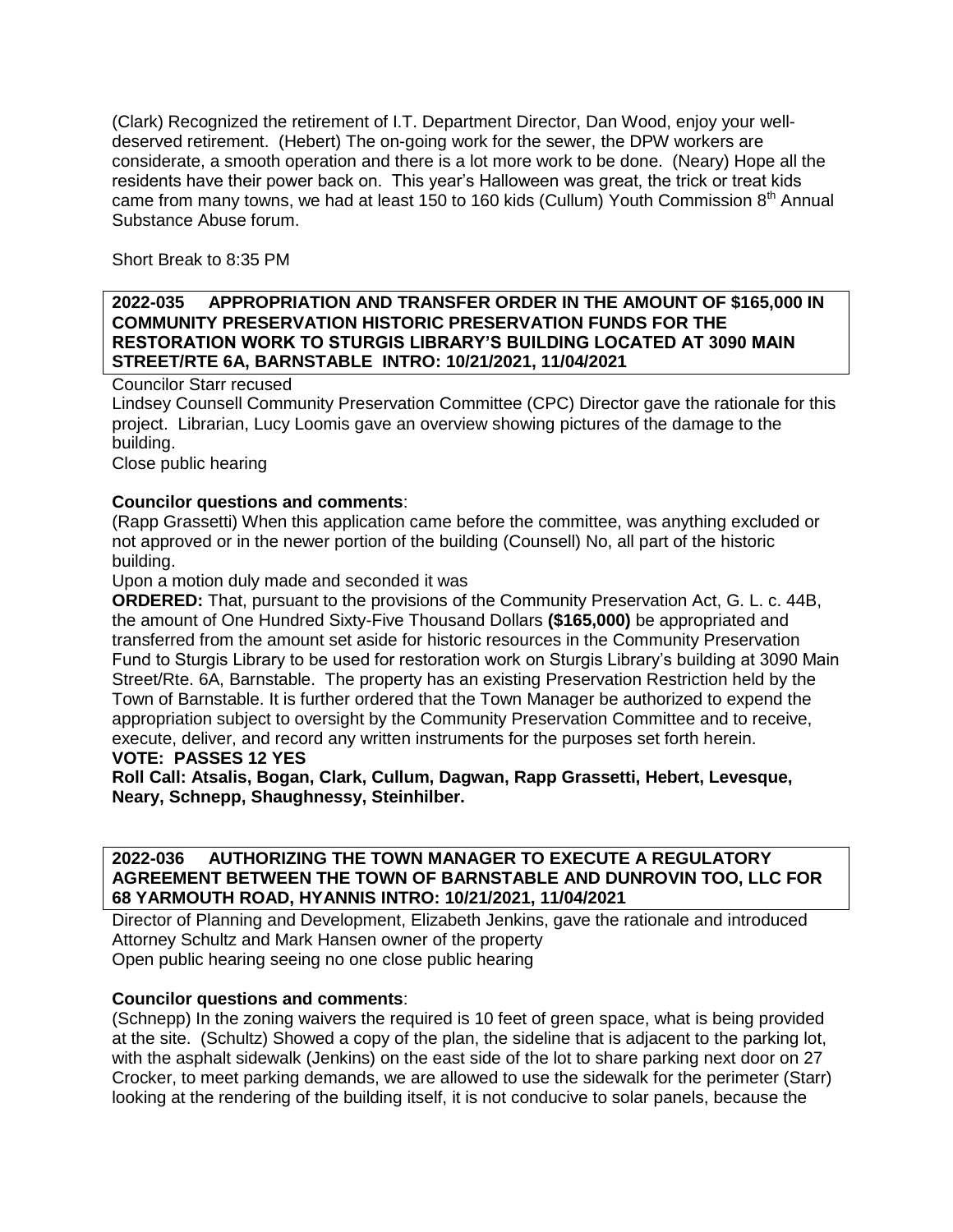(Clark) Recognized the retirement of I.T. Department Director, Dan Wood, enjoy your well-deserved retirement. (Hebert) The on-going work for the sewer, the DPW workers are considerate, a smooth operation and there is a lot more work to be done. (Neary) Hope all the residents have their power back on. This year's Halloween was great, the trick or treat kids came from many towns, we had at least 150 to 160 kids (Cullum) Youth Commission 8th Annual Substance Abuse forum.

Short Break to 8:35 PM

**2022-035 APPROPRIATION AND TRANSFER ORDER IN THE AMOUNT OF $165,000 IN COMMUNITY PRESERVATION HISTORIC PRESERVATION FUNDS FOR THE RESTORATION WORK TO STURGIS LIBRARY'S BUILDING LOCATED AT 3090 MAIN STREET/RTE 6A, BARNSTABLE INTRO: 10/21/2021, 11/04/2021**

Councilor Starr recused

Lindsey Counsell Community Preservation Committee (CPC) Director gave the rationale for this project. Librarian, Lucy Loomis gave an overview showing pictures of the damage to the building.

Close public hearing

**Councilor questions and comments**:

(Rapp Grassetti) When this application came before the committee, was anything excluded or not approved or in the newer portion of the building (Counsell) No, all part of the historic building.

Upon a motion duly made and seconded it was

**ORDERED:** That, pursuant to the provisions of the Community Preservation Act, G. L. c. 44B, the amount of One Hundred Sixty-Five Thousand Dollars **($165,000)** be appropriated and transferred from the amount set aside for historic resources in the Community Preservation Fund to Sturgis Library to be used for restoration work on Sturgis Library's building at 3090 Main Street/Rte. 6A, Barnstable. The property has an existing Preservation Restriction held by the Town of Barnstable. It is further ordered that the Town Manager be authorized to expend the appropriation subject to oversight by the Community Preservation Committee and to receive, execute, deliver, and record any written instruments for the purposes set forth herein.

**VOTE: PASSES 12 YES**

**Roll Call: Atsalis, Bogan, Clark, Cullum, Dagwan, Rapp Grassetti, Hebert, Levesque, Neary, Schnepp, Shaughnessy, Steinhilber.**

**2022-036 AUTHORIZING THE TOWN MANAGER TO EXECUTE A REGULATORY AGREEMENT BETWEEN THE TOWN OF BARNSTABLE AND DUNROVIN TOO, LLC FOR 68 YARMOUTH ROAD, HYANNIS INTRO: 10/21/2021, 11/04/2021**

Director of Planning and Development, Elizabeth Jenkins, gave the rationale and introduced Attorney Schultz and Mark Hansen owner of the property

Open public hearing seeing no one close public hearing

**Councilor questions and comments**:

(Schnepp) In the zoning waivers the required is 10 feet of green space, what is being provided at the site. (Schultz) Showed a copy of the plan, the sideline that is adjacent to the parking lot, with the asphalt sidewalk (Jenkins) on the east side of the lot to share parking next door on 27 Crocker, to meet parking demands, we are allowed to use the sidewalk for the perimeter (Starr) looking at the rendering of the building itself, it is not conducive to solar panels, because the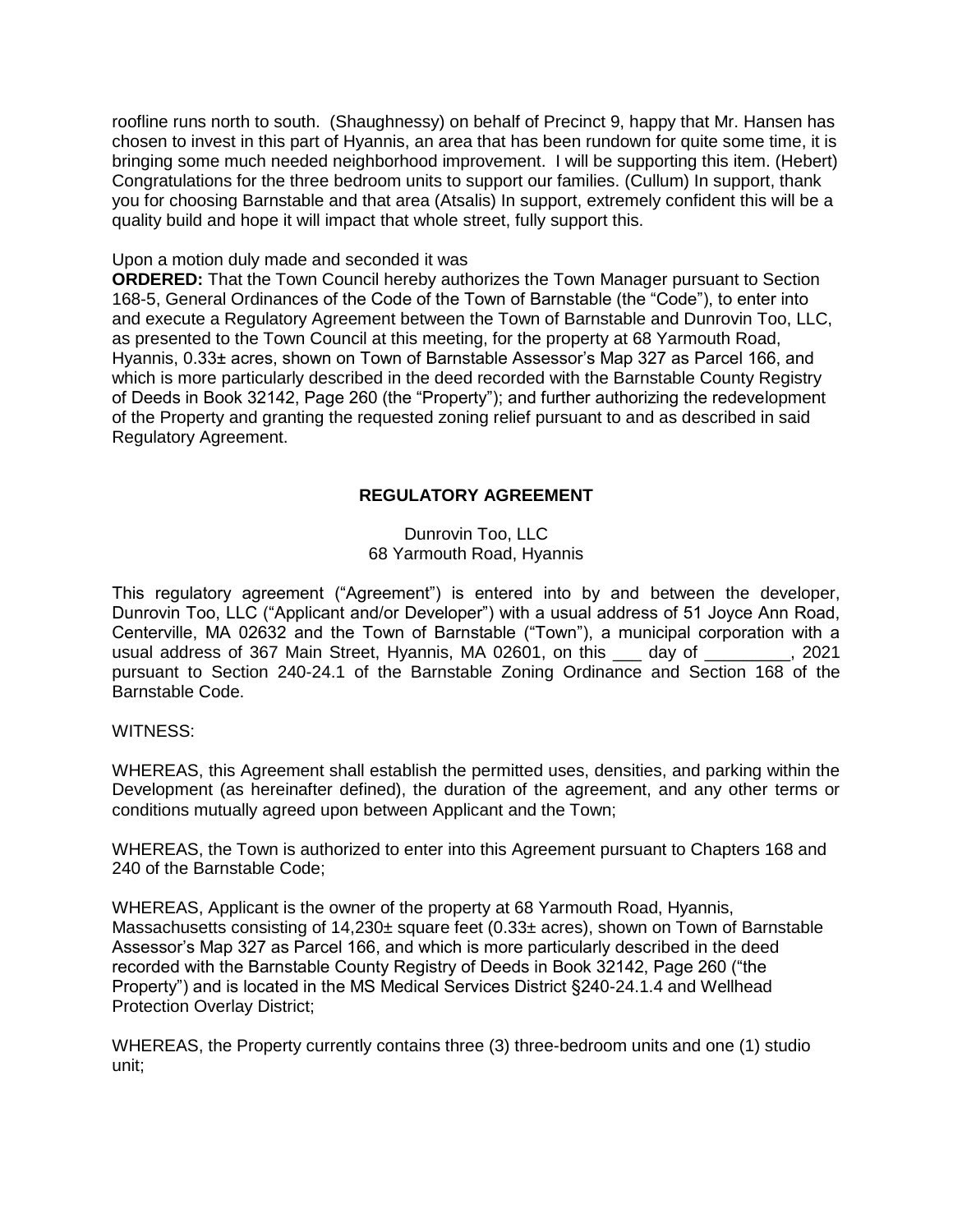roofline runs north to south. (Shaughnessy) on behalf of Precinct 9, happy that Mr. Hansen has chosen to invest in this part of Hyannis, an area that has been rundown for quite some time, it is bringing some much needed neighborhood improvement. I will be supporting this item. (Hebert) Congratulations for the three bedroom units to support our families. (Cullum) In support, thank you for choosing Barnstable and that area (Atsalis) In support, extremely confident this will be a quality build and hope it will impact that whole street, fully support this.

Upon a motion duly made and seconded it was

**ORDERED:** That the Town Council hereby authorizes the Town Manager pursuant to Section 168-5, General Ordinances of the Code of the Town of Barnstable (the "Code"), to enter into and execute a Regulatory Agreement between the Town of Barnstable and Dunrovin Too, LLC, as presented to the Town Council at this meeting, for the property at 68 Yarmouth Road, Hyannis, 0.33± acres, shown on Town of Barnstable Assessor's Map 327 as Parcel 166, and which is more particularly described in the deed recorded with the Barnstable County Registry of Deeds in Book 32142, Page 260 (the "Property"); and further authorizing the redevelopment of the Property and granting the requested zoning relief pursuant to and as described in said Regulatory Agreement.

## REGULATORY AGREEMENT

Dunrovin Too, LLC
68 Yarmouth Road, Hyannis

This regulatory agreement ("Agreement") is entered into by and between the developer, Dunrovin Too, LLC ("Applicant and/or Developer") with a usual address of 51 Joyce Ann Road, Centerville, MA 02632 and the Town of Barnstable ("Town"), a municipal corporation with a usual address of 367 Main Street, Hyannis, MA 02601, on this ___ day of _________, 2021 pursuant to Section 240-24.1 of the Barnstable Zoning Ordinance and Section 168 of the Barnstable Code.

WITNESS:

WHEREAS, this Agreement shall establish the permitted uses, densities, and parking within the Development (as hereinafter defined), the duration of the agreement, and any other terms or conditions mutually agreed upon between Applicant and the Town;

WHEREAS, the Town is authorized to enter into this Agreement pursuant to Chapters 168 and 240 of the Barnstable Code;

WHEREAS, Applicant is the owner of the property at 68 Yarmouth Road, Hyannis, Massachusetts consisting of 14,230± square feet (0.33± acres), shown on Town of Barnstable Assessor's Map 327 as Parcel 166, and which is more particularly described in the deed recorded with the Barnstable County Registry of Deeds in Book 32142, Page 260 ("the Property") and is located in the MS Medical Services District §240-24.1.4 and Wellhead Protection Overlay District;

WHEREAS, the Property currently contains three (3) three-bedroom units and one (1) studio unit;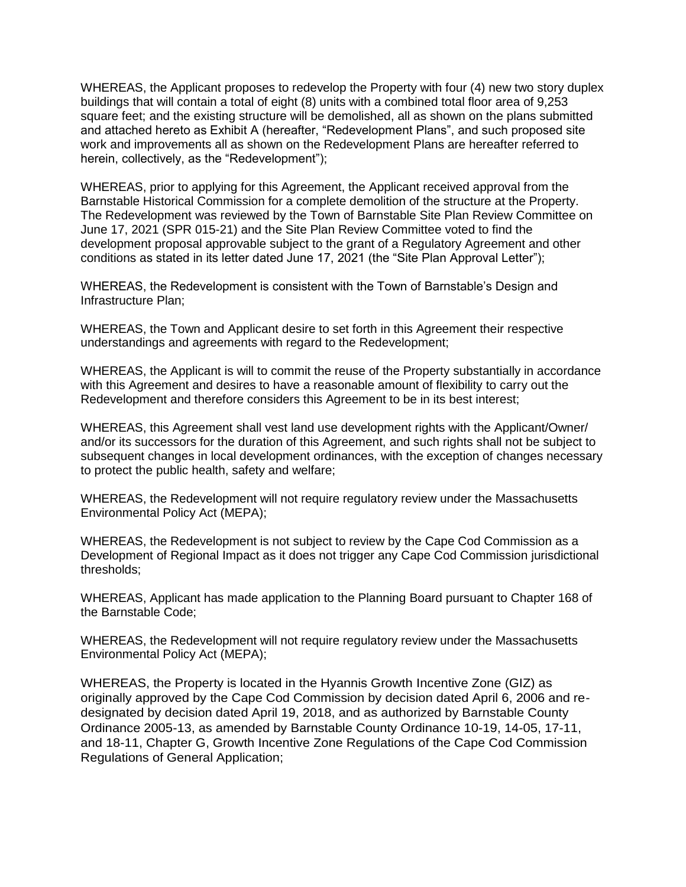WHEREAS, the Applicant proposes to redevelop the Property with four (4) new two story duplex buildings that will contain a total of eight (8) units with a combined total floor area of 9,253 square feet; and the existing structure will be demolished, all as shown on the plans submitted and attached hereto as Exhibit A (hereafter, "Redevelopment Plans", and such proposed site work and improvements all as shown on the Redevelopment Plans are hereafter referred to herein, collectively, as the "Redevelopment");

WHEREAS, prior to applying for this Agreement, the Applicant received approval from the Barnstable Historical Commission for a complete demolition of the structure at the Property. The Redevelopment was reviewed by the Town of Barnstable Site Plan Review Committee on June 17, 2021 (SPR 015-21) and the Site Plan Review Committee voted to find the development proposal approvable subject to the grant of a Regulatory Agreement and other conditions as stated in its letter dated June 17, 2021 (the "Site Plan Approval Letter");

WHEREAS, the Redevelopment is consistent with the Town of Barnstable's Design and Infrastructure Plan;

WHEREAS, the Town and Applicant desire to set forth in this Agreement their respective understandings and agreements with regard to the Redevelopment;

WHEREAS, the Applicant is will to commit the reuse of the Property substantially in accordance with this Agreement and desires to have a reasonable amount of flexibility to carry out the Redevelopment and therefore considers this Agreement to be in its best interest;

WHEREAS, this Agreement shall vest land use development rights with the Applicant/Owner/ and/or its successors for the duration of this Agreement, and such rights shall not be subject to subsequent changes in local development ordinances, with the exception of changes necessary to protect the public health, safety and welfare;

WHEREAS, the Redevelopment will not require regulatory review under the Massachusetts Environmental Policy Act (MEPA);

WHEREAS, the Redevelopment is not subject to review by the Cape Cod Commission as a Development of Regional Impact as it does not trigger any Cape Cod Commission jurisdictional thresholds;

WHEREAS, Applicant has made application to the Planning Board pursuant to Chapter 168 of the Barnstable Code;

WHEREAS, the Redevelopment will not require regulatory review under the Massachusetts Environmental Policy Act (MEPA);

WHEREAS, the Property is located in the Hyannis Growth Incentive Zone (GIZ) as originally approved by the Cape Cod Commission by decision dated April 6, 2006 and re-designated by decision dated April 19, 2018, and as authorized by Barnstable County Ordinance 2005-13, as amended by Barnstable County Ordinance 10-19, 14-05, 17-11, and 18-11, Chapter G, Growth Incentive Zone Regulations of the Cape Cod Commission Regulations of General Application;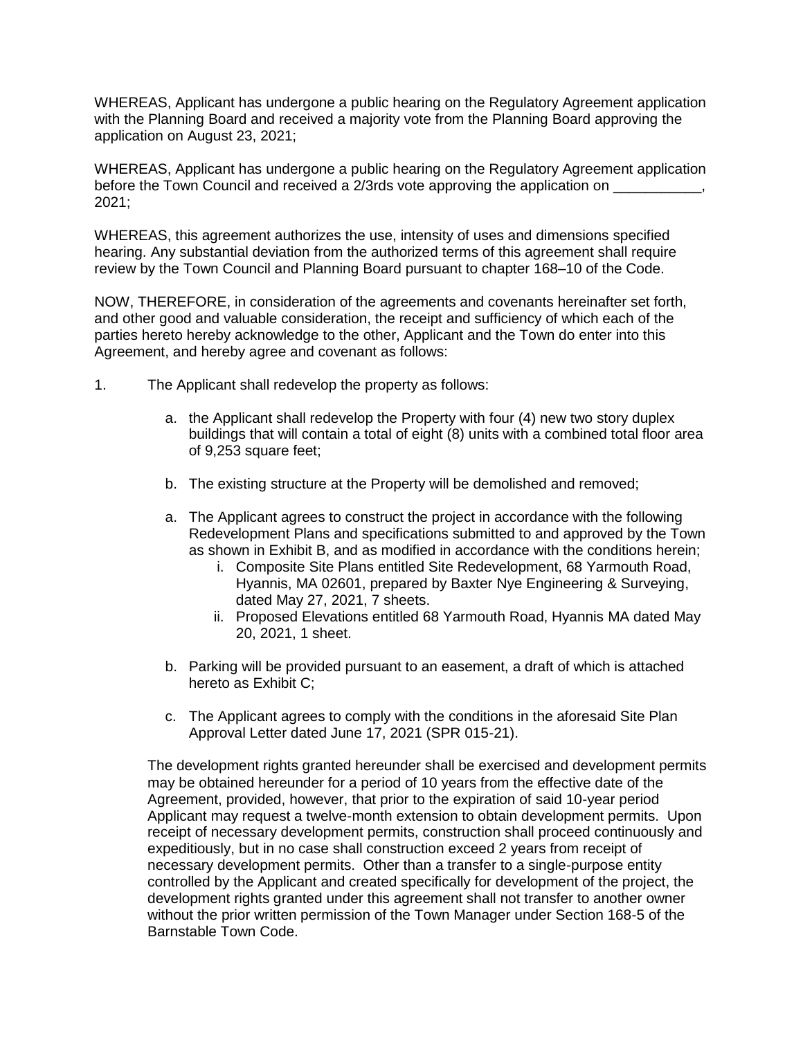WHEREAS, Applicant has undergone a public hearing on the Regulatory Agreement application with the Planning Board and received a majority vote from the Planning Board approving the application on August 23, 2021;

WHEREAS, Applicant has undergone a public hearing on the Regulatory Agreement application before the Town Council and received a 2/3rds vote approving the application on ___________, 2021;

WHEREAS, this agreement authorizes the use, intensity of uses and dimensions specified hearing. Any substantial deviation from the authorized terms of this agreement shall require review by the Town Council and Planning Board pursuant to chapter 168–10 of the Code.

NOW, THEREFORE, in consideration of the agreements and covenants hereinafter set forth, and other good and valuable consideration, the receipt and sufficiency of which each of the parties hereto hereby acknowledge to the other, Applicant and the Town do enter into this Agreement, and hereby agree and covenant as follows:

1. The Applicant shall redevelop the property as follows:

   a. the Applicant shall redevelop the Property with four (4) new two story duplex buildings that will contain a total of eight (8) units with a combined total floor area of 9,253 square feet;

   b. The existing structure at the Property will be demolished and removed;

   a. The Applicant agrees to construct the project in accordance with the following Redevelopment Plans and specifications submitted to and approved by the Town as shown in Exhibit B, and as modified in accordance with the conditions herein;
      i. Composite Site Plans entitled Site Redevelopment, 68 Yarmouth Road, Hyannis, MA 02601, prepared by Baxter Nye Engineering & Surveying, dated May 27, 2021, 7 sheets.
      ii. Proposed Elevations entitled 68 Yarmouth Road, Hyannis MA dated May 20, 2021, 1 sheet.

   b. Parking will be provided pursuant to an easement, a draft of which is attached hereto as Exhibit C;

   c. The Applicant agrees to comply with the conditions in the aforesaid Site Plan Approval Letter dated June 17, 2021 (SPR 015-21).

   The development rights granted hereunder shall be exercised and development permits may be obtained hereunder for a period of 10 years from the effective date of the Agreement, provided, however, that prior to the expiration of said 10-year period Applicant may request a twelve-month extension to obtain development permits. Upon receipt of necessary development permits, construction shall proceed continuously and expeditiously, but in no case shall construction exceed 2 years from receipt of necessary development permits. Other than a transfer to a single-purpose entity controlled by the Applicant and created specifically for development of the project, the development rights granted under this agreement shall not transfer to another owner without the prior written permission of the Town Manager under Section 168-5 of the Barnstable Town Code.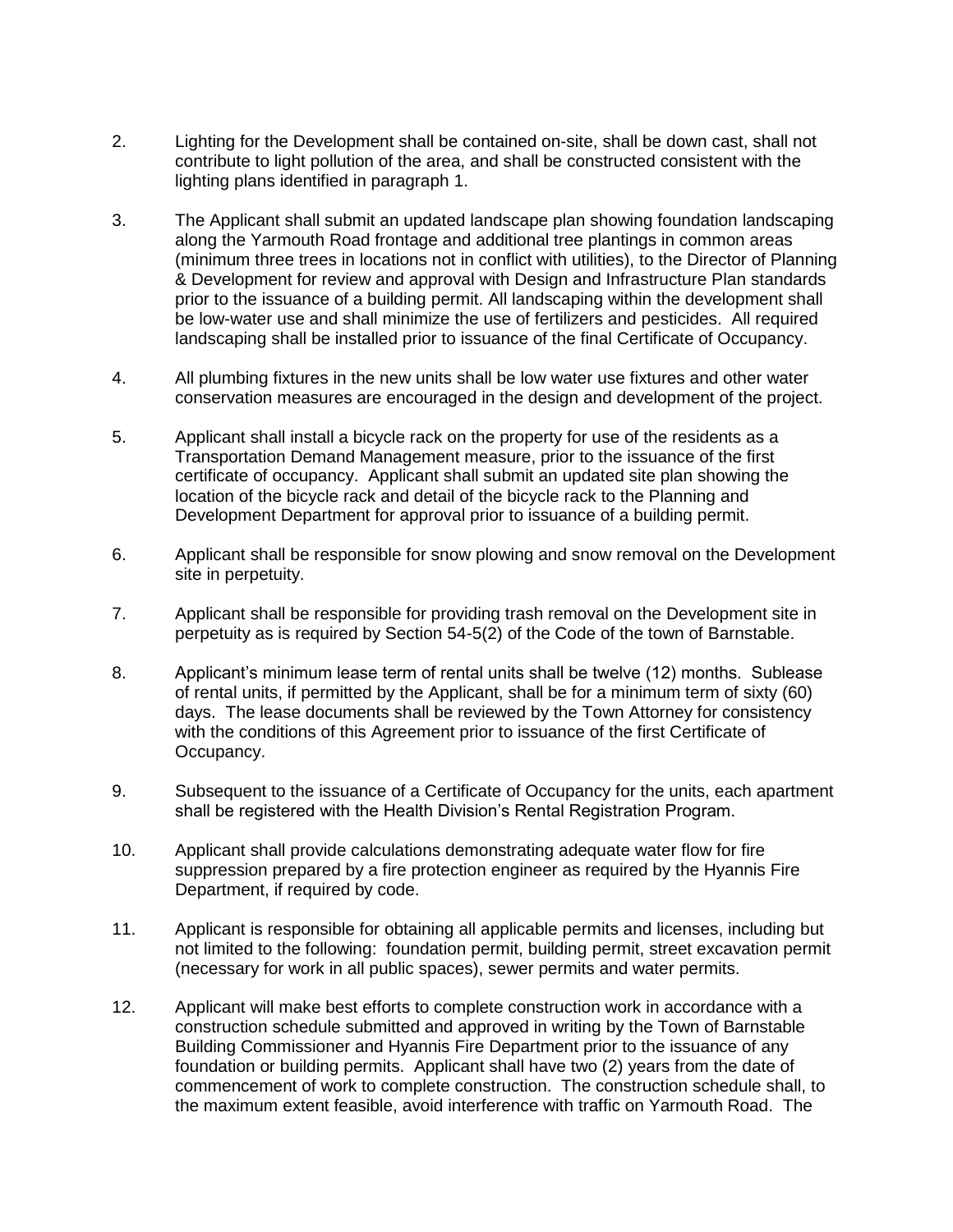2. Lighting for the Development shall be contained on-site, shall be down cast, shall not contribute to light pollution of the area, and shall be constructed consistent with the lighting plans identified in paragraph 1.

3. The Applicant shall submit an updated landscape plan showing foundation landscaping along the Yarmouth Road frontage and additional tree plantings in common areas (minimum three trees in locations not in conflict with utilities), to the Director of Planning & Development for review and approval with Design and Infrastructure Plan standards prior to the issuance of a building permit. All landscaping within the development shall be low-water use and shall minimize the use of fertilizers and pesticides. All required landscaping shall be installed prior to issuance of the final Certificate of Occupancy.

4. All plumbing fixtures in the new units shall be low water use fixtures and other water conservation measures are encouraged in the design and development of the project.

5. Applicant shall install a bicycle rack on the property for use of the residents as a Transportation Demand Management measure, prior to the issuance of the first certificate of occupancy. Applicant shall submit an updated site plan showing the location of the bicycle rack and detail of the bicycle rack to the Planning and Development Department for approval prior to issuance of a building permit.

6. Applicant shall be responsible for snow plowing and snow removal on the Development site in perpetuity.

7. Applicant shall be responsible for providing trash removal on the Development site in perpetuity as is required by Section 54-5(2) of the Code of the town of Barnstable.

8. Applicant's minimum lease term of rental units shall be twelve (12) months. Sublease of rental units, if permitted by the Applicant, shall be for a minimum term of sixty (60) days. The lease documents shall be reviewed by the Town Attorney for consistency with the conditions of this Agreement prior to issuance of the first Certificate of Occupancy.

9. Subsequent to the issuance of a Certificate of Occupancy for the units, each apartment shall be registered with the Health Division's Rental Registration Program.

10. Applicant shall provide calculations demonstrating adequate water flow for fire suppression prepared by a fire protection engineer as required by the Hyannis Fire Department, if required by code.

11. Applicant is responsible for obtaining all applicable permits and licenses, including but not limited to the following: foundation permit, building permit, street excavation permit (necessary for work in all public spaces), sewer permits and water permits.

12. Applicant will make best efforts to complete construction work in accordance with a construction schedule submitted and approved in writing by the Town of Barnstable Building Commissioner and Hyannis Fire Department prior to the issuance of any foundation or building permits. Applicant shall have two (2) years from the date of commencement of work to complete construction. The construction schedule shall, to the maximum extent feasible, avoid interference with traffic on Yarmouth Road. The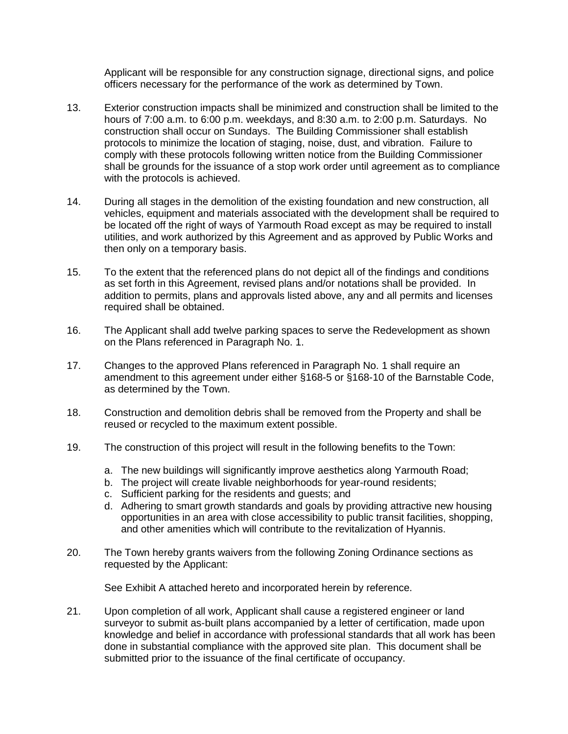Applicant will be responsible for any construction signage, directional signs, and police officers necessary for the performance of the work as determined by Town.

13. Exterior construction impacts shall be minimized and construction shall be limited to the hours of 7:00 a.m. to 6:00 p.m. weekdays, and 8:30 a.m. to 2:00 p.m. Saturdays. No construction shall occur on Sundays. The Building Commissioner shall establish protocols to minimize the location of staging, noise, dust, and vibration. Failure to comply with these protocols following written notice from the Building Commissioner shall be grounds for the issuance of a stop work order until agreement as to compliance with the protocols is achieved.

14. During all stages in the demolition of the existing foundation and new construction, all vehicles, equipment and materials associated with the development shall be required to be located off the right of ways of Yarmouth Road except as may be required to install utilities, and work authorized by this Agreement and as approved by Public Works and then only on a temporary basis.

15. To the extent that the referenced plans do not depict all of the findings and conditions as set forth in this Agreement, revised plans and/or notations shall be provided. In addition to permits, plans and approvals listed above, any and all permits and licenses required shall be obtained.

16. The Applicant shall add twelve parking spaces to serve the Redevelopment as shown on the Plans referenced in Paragraph No. 1.

17. Changes to the approved Plans referenced in Paragraph No. 1 shall require an amendment to this agreement under either §168-5 or §168-10 of the Barnstable Code, as determined by the Town.

18. Construction and demolition debris shall be removed from the Property and shall be reused or recycled to the maximum extent possible.

19. The construction of this project will result in the following benefits to the Town:

    a. The new buildings will significantly improve aesthetics along Yarmouth Road;
    b. The project will create livable neighborhoods for year-round residents;
    c. Sufficient parking for the residents and guests; and
    d. Adhering to smart growth standards and goals by providing attractive new housing opportunities in an area with close accessibility to public transit facilities, shopping, and other amenities which will contribute to the revitalization of Hyannis.

20. The Town hereby grants waivers from the following Zoning Ordinance sections as requested by the Applicant:

    See Exhibit A attached hereto and incorporated herein by reference.

21. Upon completion of all work, Applicant shall cause a registered engineer or land surveyor to submit as-built plans accompanied by a letter of certification, made upon knowledge and belief in accordance with professional standards that all work has been done in substantial compliance with the approved site plan. This document shall be submitted prior to the issuance of the final certificate of occupancy.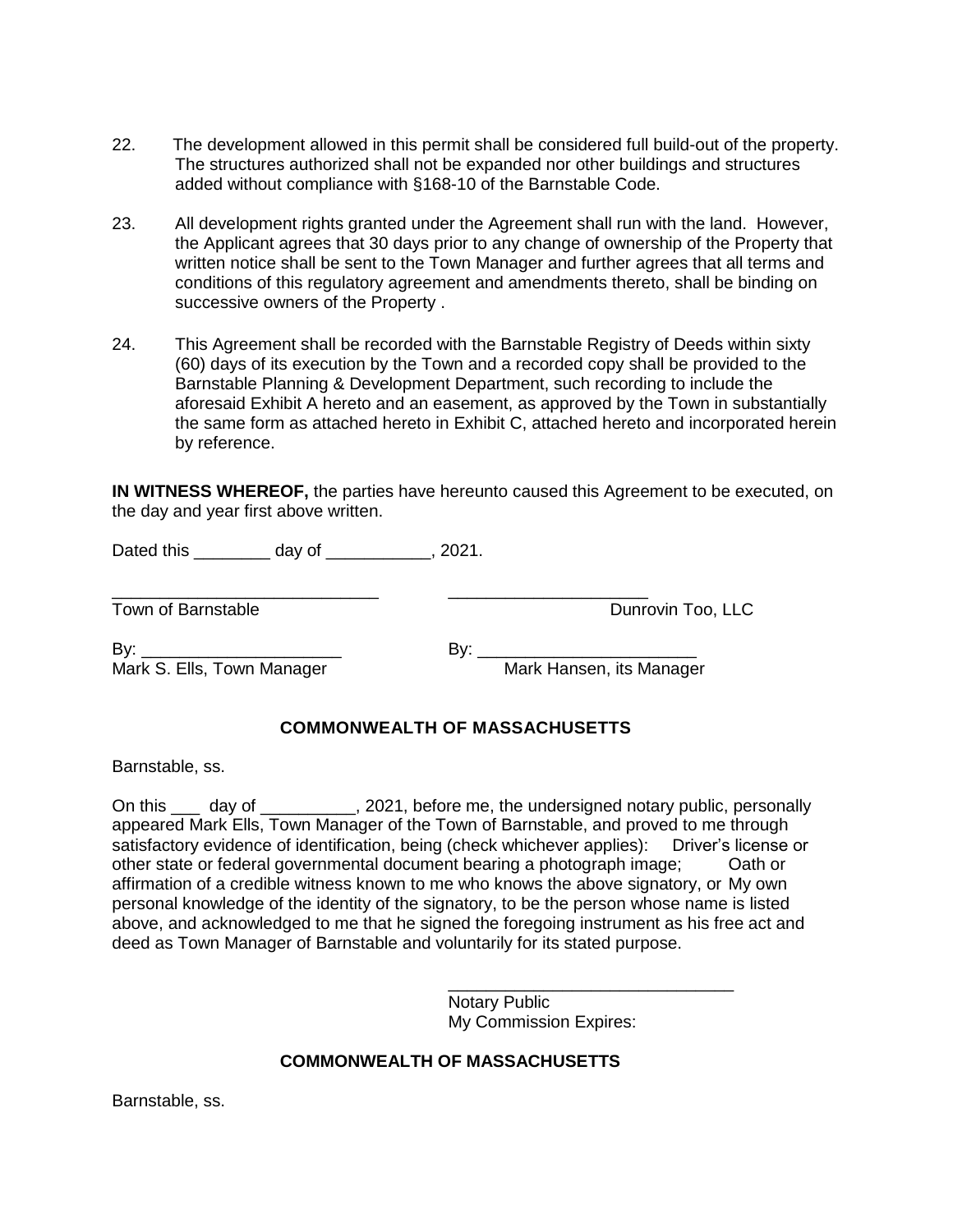22. The development allowed in this permit shall be considered full build-out of the property. The structures authorized shall not be expanded nor other buildings and structures added without compliance with §168-10 of the Barnstable Code.

23. All development rights granted under the Agreement shall run with the land. However, the Applicant agrees that 30 days prior to any change of ownership of the Property that written notice shall be sent to the Town Manager and further agrees that all terms and conditions of this regulatory agreement and amendments thereto, shall be binding on successive owners of the Property .

24. This Agreement shall be recorded with the Barnstable Registry of Deeds within sixty (60) days of its execution by the Town and a recorded copy shall be provided to the Barnstable Planning & Development Department, such recording to include the aforesaid Exhibit A hereto and an easement, as approved by the Town in substantially the same form as attached hereto in Exhibit C, attached hereto and incorporated herein by reference.

**IN WITNESS WHEREOF,** the parties have hereunto caused this Agreement to be executed, on the day and year first above written.

Dated this ________ day of ___________, 2021.

____________________________ Town of Barnstable

By: _____________________ Mark S. Ells, Town Manager

_____________________ Dunrovin Too, LLC

By: _______________________ Mark Hansen, its Manager

**COMMONWEALTH OF MASSACHUSETTS**

Barnstable, ss.

On this ___ day of __________, 2021, before me, the undersigned notary public, personally appeared Mark Ells, Town Manager of the Town of Barnstable, and proved to me through satisfactory evidence of identification, being (check whichever applies): Driver's license or other state or federal governmental document bearing a photograph image; Oath or affirmation of a credible witness known to me who knows the above signatory, or My own personal knowledge of the identity of the signatory, to be the person whose name is listed above, and acknowledged to me that he signed the foregoing instrument as his free act and deed as Town Manager of Barnstable and voluntarily for its stated purpose.

______________________________
Notary Public
My Commission Expires:

**COMMONWEALTH OF MASSACHUSETTS**

Barnstable, ss.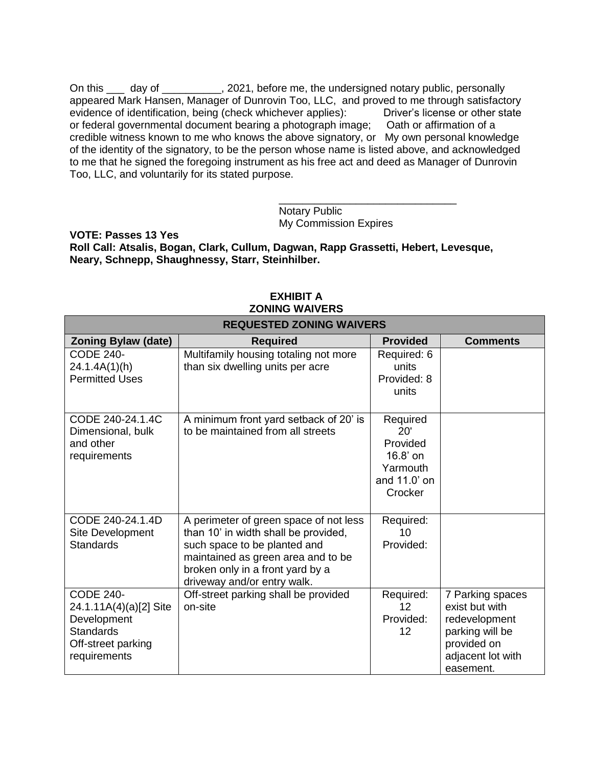On this ___ day of __________, 2021, before me, the undersigned notary public, personally appeared Mark Hansen, Manager of Dunrovin Too, LLC, and proved to me through satisfactory evidence of identification, being (check whichever applies): Driver's license or other state or federal governmental document bearing a photograph image; Oath or affirmation of a credible witness known to me who knows the above signatory, or My own personal knowledge of the identity of the signatory, to be the person whose name is listed above, and acknowledged to me that he signed the foregoing instrument as his free act and deed as Manager of Dunrovin Too, LLC, and voluntarily for its stated purpose.

_______________________________
Notary Public
My Commission Expires

**VOTE: Passes 13 Yes**
**Roll Call: Atsalis, Bogan, Clark, Cullum, Dagwan, Rapp Grassetti, Hebert, Levesque, Neary, Schnepp, Shaughnessy, Starr, Steinhilber.**

**EXHIBIT A**
**ZONING WAIVERS**

| **REQUESTED ZONING WAIVERS** | | | |
|---|---|---|---|
| **Zoning Bylaw (date)** | **Required** | **Provided** | **Comments** |
| CODE 240-24.1.4A(1)(h) Permitted Uses | Multifamily housing totaling not more than six dwelling units per acre | Required: 6 units Provided: 8 units | |
| CODE 240-24.1.4C Dimensional, bulk and other requirements | A minimum front yard setback of 20' is to be maintained from all streets | Required 20' Provided 16.8' on Yarmouth and 11.0' on Crocker | |
| CODE 240-24.1.4D Site Development Standards | A perimeter of green space of not less than 10' in width shall be provided, such space to be planted and maintained as green area and to be broken only in a front yard by a driveway and/or entry walk. | Required: 10 Provided: | |
| CODE 240-24.1.11A(4)(a)[2] Site Development Standards Off-street parking requirements | Off-street parking shall be provided on-site | Required: 12 Provided: 12 | 7 Parking spaces exist but with redevelopment parking will be provided on adjacent lot with easement. |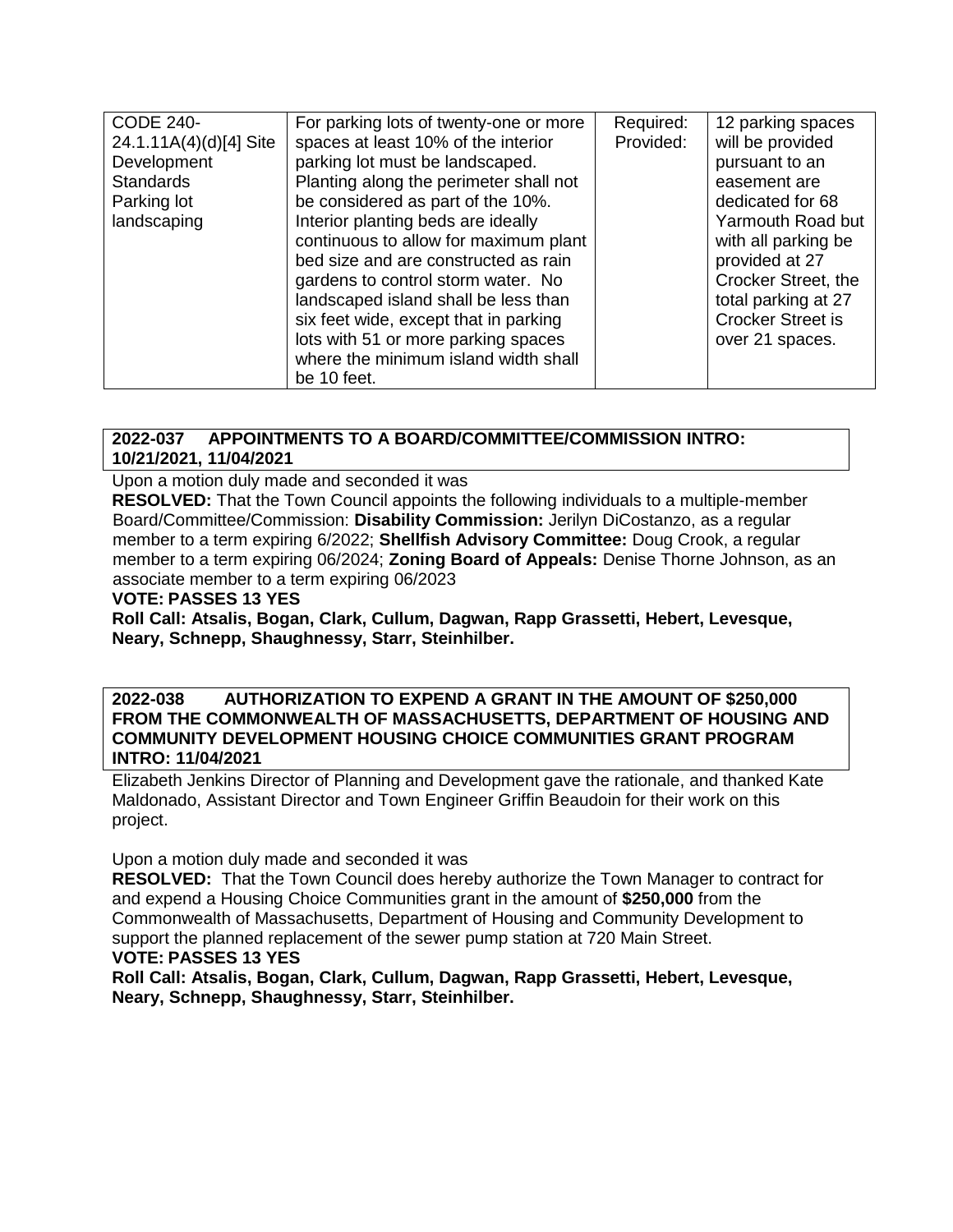| | | | |
|---|---|---|---|
| CODE 240-24.1.11A(4)(d)[4] Site Development Standards Parking lot landscaping | For parking lots of twenty-one or more spaces at least 10% of the interior parking lot must be landscaped. Planting along the perimeter shall not be considered as part of the 10%. Interior planting beds are ideally continuous to allow for maximum plant bed size and are constructed as rain gardens to control storm water. No landscaped island shall be less than six feet wide, except that in parking lots with 51 or more parking spaces where the minimum island width shall be 10 feet. | Required: Provided: | 12 parking spaces will be provided pursuant to an easement are dedicated for 68 Yarmouth Road but with all parking be provided at 27 Crocker Street, the total parking at 27 Crocker Street is over 21 spaces. |

**2022-037 APPOINTMENTS TO A BOARD/COMMITTEE/COMMISSION INTRO: 10/21/2021, 11/04/2021**

Upon a motion duly made and seconded it was

**RESOLVED:** That the Town Council appoints the following individuals to a multiple-member Board/Committee/Commission: **Disability Commission:** Jerilyn DiCostanzo, as a regular member to a term expiring 6/2022; **Shellfish Advisory Committee:** Doug Crook, a regular member to a term expiring 06/2024; **Zoning Board of Appeals:** Denise Thorne Johnson, as an associate member to a term expiring 06/2023

**VOTE: PASSES 13 YES**

**Roll Call: Atsalis, Bogan, Clark, Cullum, Dagwan, Rapp Grassetti, Hebert, Levesque, Neary, Schnepp, Shaughnessy, Starr, Steinhilber.**

**2022-038 AUTHORIZATION TO EXPEND A GRANT IN THE AMOUNT OF $250,000 FROM THE COMMONWEALTH OF MASSACHUSETTS, DEPARTMENT OF HOUSING AND COMMUNITY DEVELOPMENT HOUSING CHOICE COMMUNITIES GRANT PROGRAM INTRO: 11/04/2021**

Elizabeth Jenkins Director of Planning and Development gave the rationale, and thanked Kate Maldonado, Assistant Director and Town Engineer Griffin Beaudoin for their work on this project.

Upon a motion duly made and seconded it was

**RESOLVED:** That the Town Council does hereby authorize the Town Manager to contract for and expend a Housing Choice Communities grant in the amount of **$250,000** from the Commonwealth of Massachusetts, Department of Housing and Community Development to support the planned replacement of the sewer pump station at 720 Main Street.

**VOTE: PASSES 13 YES**

**Roll Call: Atsalis, Bogan, Clark, Cullum, Dagwan, Rapp Grassetti, Hebert, Levesque, Neary, Schnepp, Shaughnessy, Starr, Steinhilber.**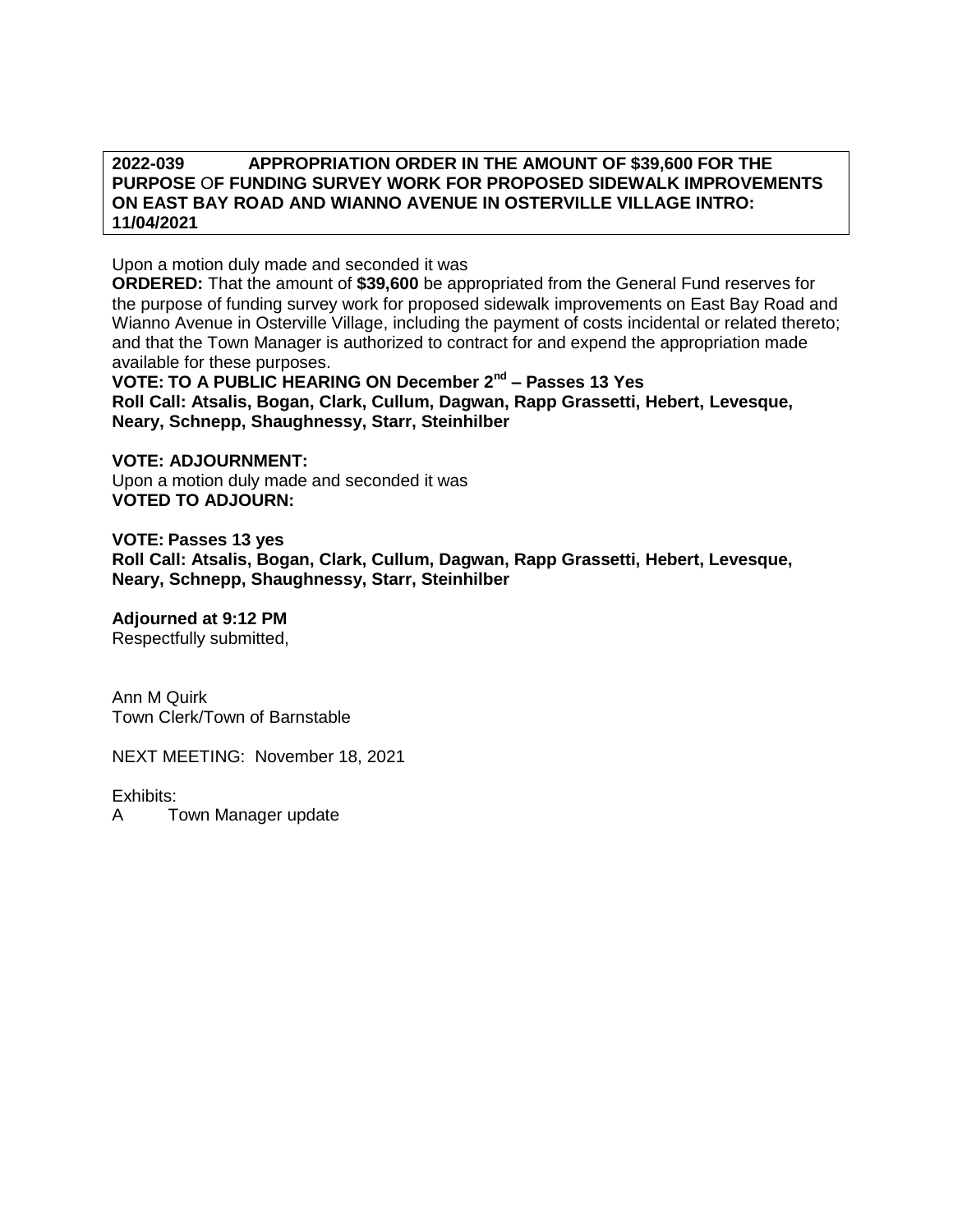**2022-039 APPROPRIATION ORDER IN THE AMOUNT OF $39,600 FOR THE PURPOSE OF FUNDING SURVEY WORK FOR PROPOSED SIDEWALK IMPROVEMENTS ON EAST BAY ROAD AND WIANNO AVENUE IN OSTERVILLE VILLAGE INTRO: 11/04/2021**

Upon a motion duly made and seconded it was

**ORDERED:** That the amount of **$39,600** be appropriated from the General Fund reserves for the purpose of funding survey work for proposed sidewalk improvements on East Bay Road and Wianno Avenue in Osterville Village, including the payment of costs incidental or related thereto; and that the Town Manager is authorized to contract for and expend the appropriation made available for these purposes.

**VOTE: TO A PUBLIC HEARING ON December 2nd – Passes 13 Yes**
**Roll Call: Atsalis, Bogan, Clark, Cullum, Dagwan, Rapp Grassetti, Hebert, Levesque, Neary, Schnepp, Shaughnessy, Starr, Steinhilber**

**VOTE: ADJOURNMENT:**
Upon a motion duly made and seconded it was
**VOTED TO ADJOURN:**

**VOTE: Passes 13 yes**
**Roll Call: Atsalis, Bogan, Clark, Cullum, Dagwan, Rapp Grassetti, Hebert, Levesque, Neary, Schnepp, Shaughnessy, Starr, Steinhilber**

**Adjourned at 9:12 PM**
Respectfully submitted,

Ann M Quirk
Town Clerk/Town of Barnstable

NEXT MEETING: November 18, 2021

Exhibits:
A Town Manager update